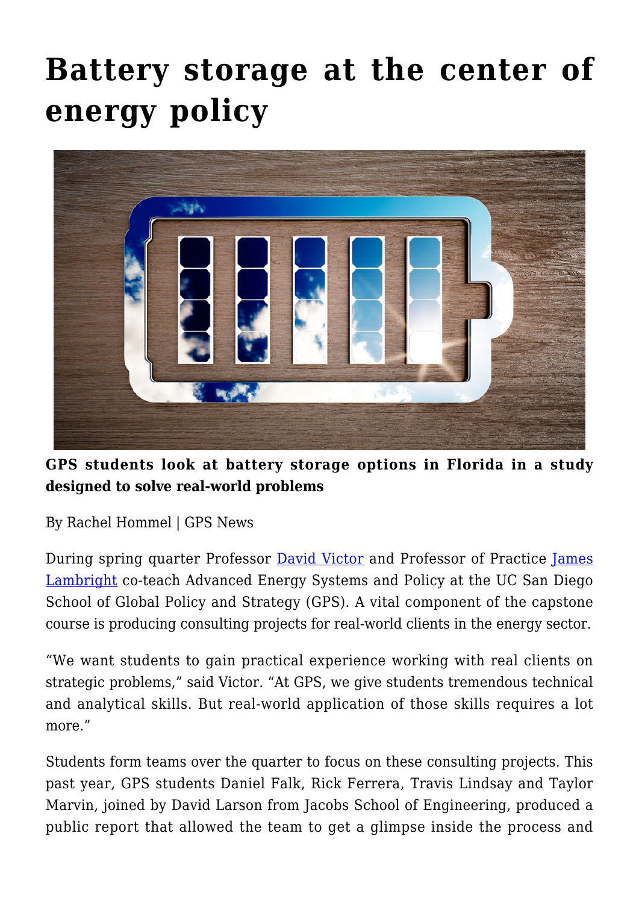# Battery storage at the center of energy policy

**GPS students look at battery storage options in Florida in a study designed to solve real-world problems**

By Rachel Hommel | GPS News

During spring quarter Professor David Victor and Professor of Practice James Lambright co-teach Advanced Energy Systems and Policy at the UC San Diego School of Global Policy and Strategy (GPS). A vital component of the capstone course is producing consulting projects for real-world clients in the energy sector.

"We want students to gain practical experience working with real clients on strategic problems," said Victor. "At GPS, we give students tremendous technical and analytical skills. But real-world application of those skills requires a lot more."

Students form teams over the quarter to focus on these consulting projects. This past year, GPS students Daniel Falk, Rick Ferrera, Travis Lindsay and Taylor Marvin, joined by David Larson from Jacobs School of Engineering, produced a public report that allowed the team to get a glimpse inside the process and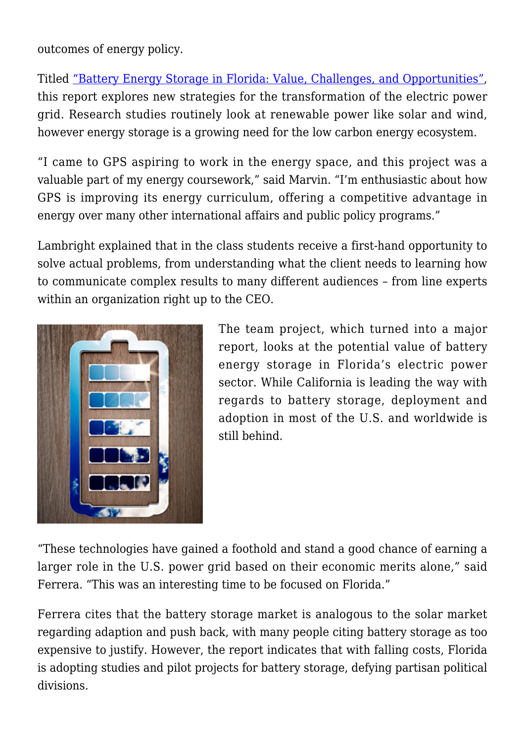outcomes of energy policy.

Titled [“Battery Energy Storage in Florida: Value, Challenges, and Opportunities”](), this report explores new strategies for the transformation of the electric power grid. Research studies routinely look at renewable power like solar and wind, however energy storage is a growing need for the low carbon energy ecosystem.

“I came to GPS aspiring to work in the energy space, and this project was a valuable part of my energy coursework,” said Marvin. “I’m enthusiastic about how GPS is improving its energy curriculum, offering a competitive advantage in energy over many other international affairs and public policy programs.”

Lambright explained that in the class students receive a first-hand opportunity to solve actual problems, from understanding what the client needs to learning how to communicate complex results to many different audiences – from line experts within an organization right up to the CEO.

The team project, which turned into a major report, looks at the potential value of battery energy storage in Florida’s electric power sector. While California is leading the way with regards to battery storage, deployment and adoption in most of the U.S. and worldwide is still behind.

“These technologies have gained a foothold and stand a good chance of earning a larger role in the U.S. power grid based on their economic merits alone,” said Ferrera. “This was an interesting time to be focused on Florida.”

Ferrera cites that the battery storage market is analogous to the solar market regarding adaption and push back, with many people citing battery storage as too expensive to justify. However, the report indicates that with falling costs, Florida is adopting studies and pilot projects for battery storage, defying partisan political divisions.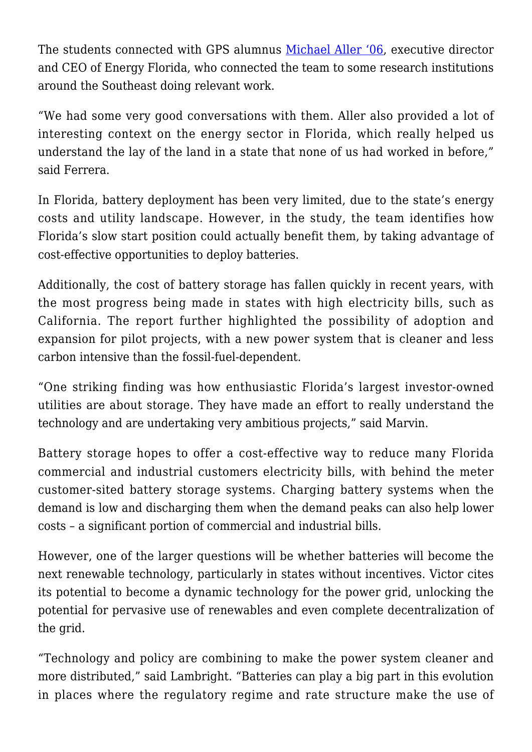The students connected with GPS alumnus [Michael Aller '06](), executive director and CEO of Energy Florida, who connected the team to some research institutions around the Southeast doing relevant work.

"We had some very good conversations with them. Aller also provided a lot of interesting context on the energy sector in Florida, which really helped us understand the lay of the land in a state that none of us had worked in before," said Ferrera.

In Florida, battery deployment has been very limited, due to the state's energy costs and utility landscape. However, in the study, the team identifies how Florida's slow start position could actually benefit them, by taking advantage of cost-effective opportunities to deploy batteries.

Additionally, the cost of battery storage has fallen quickly in recent years, with the most progress being made in states with high electricity bills, such as California. The report further highlighted the possibility of adoption and expansion for pilot projects, with a new power system that is cleaner and less carbon intensive than the fossil-fuel-dependent.

"One striking finding was how enthusiastic Florida's largest investor-owned utilities are about storage. They have made an effort to really understand the technology and are undertaking very ambitious projects," said Marvin.

Battery storage hopes to offer a cost-effective way to reduce many Florida commercial and industrial customers electricity bills, with behind the meter customer-sited battery storage systems. Charging battery systems when the demand is low and discharging them when the demand peaks can also help lower costs – a significant portion of commercial and industrial bills.

However, one of the larger questions will be whether batteries will become the next renewable technology, particularly in states without incentives. Victor cites its potential to become a dynamic technology for the power grid, unlocking the potential for pervasive use of renewables and even complete decentralization of the grid.

"Technology and policy are combining to make the power system cleaner and more distributed," said Lambright. "Batteries can play a big part in this evolution in places where the regulatory regime and rate structure make the use of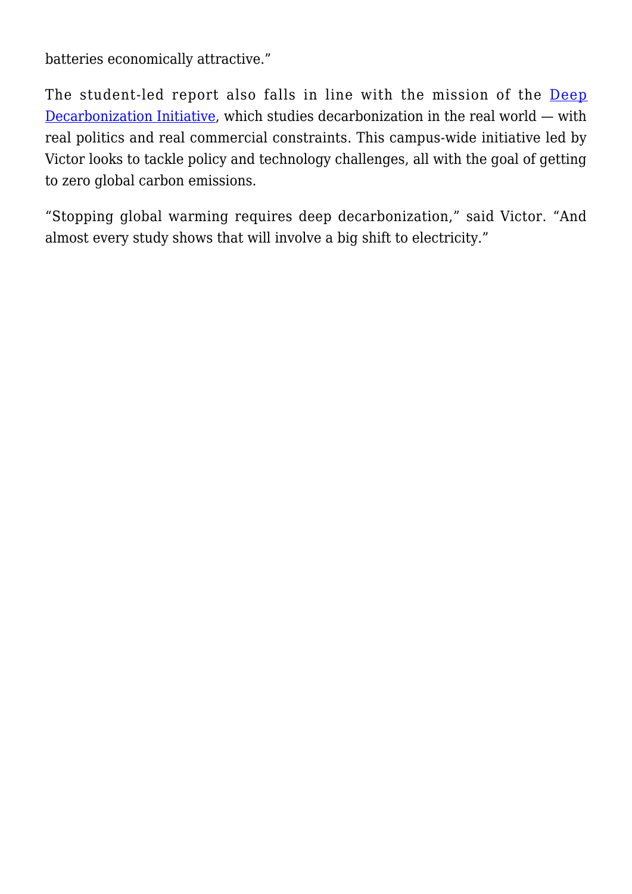batteries economically attractive."

The student-led report also falls in line with the mission of the [Deep Decarbonization Initiative](), which studies decarbonization in the real world — with real politics and real commercial constraints. This campus-wide initiative led by Victor looks to tackle policy and technology challenges, all with the goal of getting to zero global carbon emissions.

"Stopping global warming requires deep decarbonization," said Victor. "And almost every study shows that will involve a big shift to electricity."